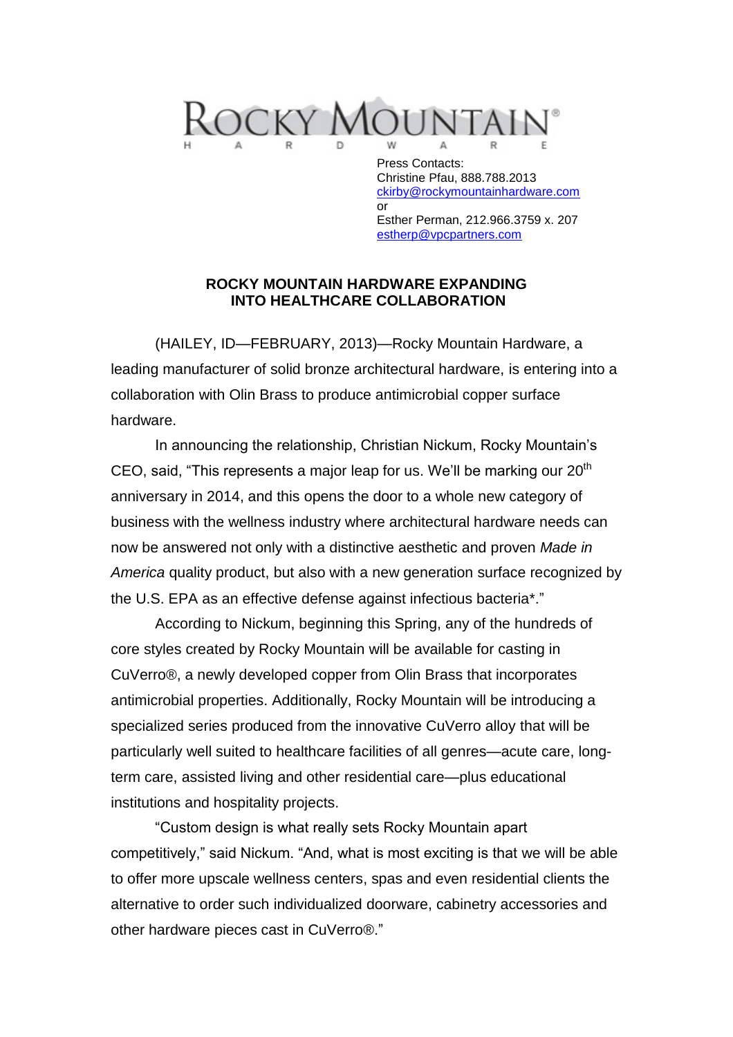ROCKY MOUNTAIN
HARDWARE

Press Contacts:
Christine Pfau, 888.788.2013
ckirby@rockymountainhardware.com
or
Esther Perman, 212.966.3759 x. 207
estherp@vpcpartners.com

**ROCKY MOUNTAIN HARDWARE EXPANDING INTO HEALTHCARE COLLABORATION**

(HAILEY, ID—FEBRUARY, 2013)—Rocky Mountain Hardware, a leading manufacturer of solid bronze architectural hardware, is entering into a collaboration with Olin Brass to produce antimicrobial copper surface hardware.

In announcing the relationship, Christian Nickum, Rocky Mountain's CEO, said, "This represents a major leap for us. We'll be marking our 20th anniversary in 2014, and this opens the door to a whole new category of business with the wellness industry where architectural hardware needs can now be answered not only with a distinctive aesthetic and proven *Made in America* quality product, but also with a new generation surface recognized by the U.S. EPA as an effective defense against infectious bacteria*."

According to Nickum, beginning this Spring, any of the hundreds of core styles created by Rocky Mountain will be available for casting in CuVerro®, a newly developed copper from Olin Brass that incorporates antimicrobial properties. Additionally, Rocky Mountain will be introducing a specialized series produced from the innovative CuVerro alloy that will be particularly well suited to healthcare facilities of all genres—acute care, long-term care, assisted living and other residential care—plus educational institutions and hospitality projects.

"Custom design is what really sets Rocky Mountain apart competitively," said Nickum. "And, what is most exciting is that we will be able to offer more upscale wellness centers, spas and even residential clients the alternative to order such individualized doorware, cabinetry accessories and other hardware pieces cast in CuVerro®."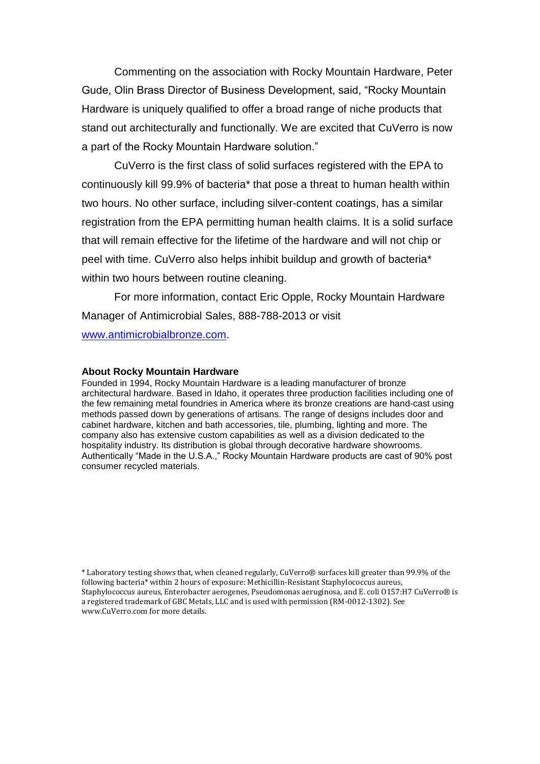Commenting on the association with Rocky Mountain Hardware, Peter Gude, Olin Brass Director of Business Development, said, "Rocky Mountain Hardware is uniquely qualified to offer a broad range of niche products that stand out architecturally and functionally. We are excited that CuVerro is now a part of the Rocky Mountain Hardware solution."

CuVerro is the first class of solid surfaces registered with the EPA to continuously kill 99.9% of bacteria* that pose a threat to human health within two hours. No other surface, including silver-content coatings, has a similar registration from the EPA permitting human health claims. It is a solid surface that will remain effective for the lifetime of the hardware and will not chip or peel with time. CuVerro also helps inhibit buildup and growth of bacteria* within two hours between routine cleaning.

For more information, contact Eric Opple, Rocky Mountain Hardware Manager of Antimicrobial Sales, 888-788-2013 or visit [www.antimicrobialbronze.com](http://www.antimicrobialbronze.com).

**About Rocky Mountain Hardware**

Founded in 1994, Rocky Mountain Hardware is a leading manufacturer of bronze architectural hardware. Based in Idaho, it operates three production facilities including one of the few remaining metal foundries in America where its bronze creations are hand-cast using methods passed down by generations of artisans. The range of designs includes door and cabinet hardware, kitchen and bath accessories, tile, plumbing, lighting and more. The company also has extensive custom capabilities as well as a division dedicated to the hospitality industry. Its distribution is global through decorative hardware showrooms. Authentically "Made in the U.S.A.," Rocky Mountain Hardware products are cast of 90% post consumer recycled materials.

* Laboratory testing shows that, when cleaned regularly, CuVerro® surfaces kill greater than 99.9% of the following bacteria* within 2 hours of exposure: Methicillin-Resistant Staphylococcus aureus, Staphylococcus aureus, Enterobacter aerogenes, Pseudomonas aeruginosa, and E. coli O157:H7 CuVerro® is a registered trademark of GBC Metals, LLC and is used with permission (RM-0012-1302). See www.CuVerro.com for more details.